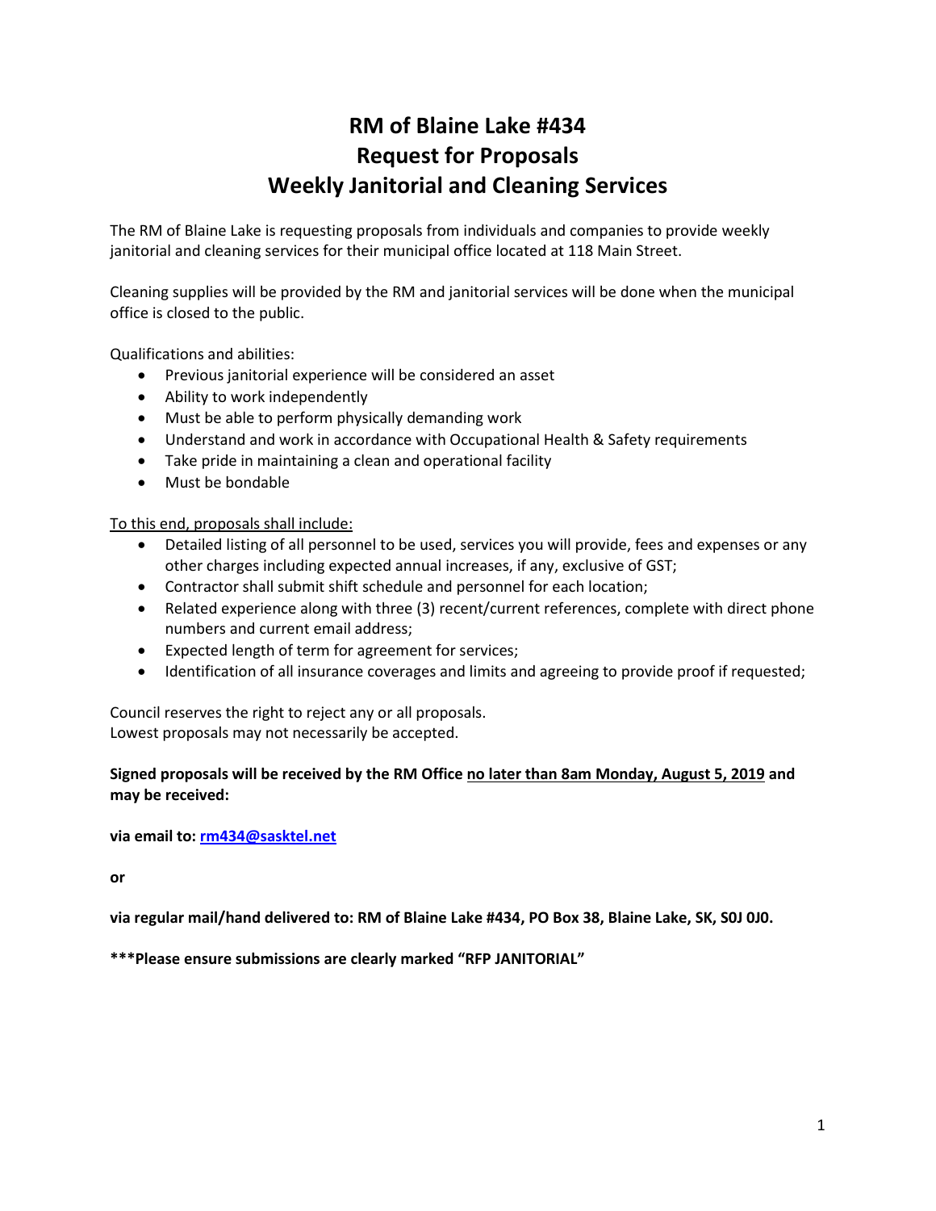# RM of Blaine Lake #434
# Request for Proposals
# Weekly Janitorial and Cleaning Services

The RM of Blaine Lake is requesting proposals from individuals and companies to provide weekly janitorial and cleaning services for their municipal office located at 118 Main Street.

Cleaning supplies will be provided by the RM and janitorial services will be done when the municipal office is closed to the public.

Qualifications and abilities:

- Previous janitorial experience will be considered an asset
- Ability to work independently
- Must be able to perform physically demanding work
- Understand and work in accordance with Occupational Health & Safety requirements
- Take pride in maintaining a clean and operational facility
- Must be bondable

<u>To this end, proposals shall include:</u>

- Detailed listing of all personnel to be used, services you will provide, fees and expenses or any other charges including expected annual increases, if any, exclusive of GST;
- Contractor shall submit shift schedule and personnel for each location;
- Related experience along with three (3) recent/current references, complete with direct phone numbers and current email address;
- Expected length of term for agreement for services;
- Identification of all insurance coverages and limits and agreeing to provide proof if requested;

Council reserves the right to reject any or all proposals.
Lowest proposals may not necessarily be accepted.

**Signed proposals will be received by the RM Office <u>no later than 8am Monday, August 5, 2019</u> and may be received:**

**via email to: rm434@sasktel.net**

**or**

**via regular mail/hand delivered to: RM of Blaine Lake #434, PO Box 38, Blaine Lake, SK, S0J 0J0.**

**\*\*\*Please ensure submissions are clearly marked "RFP JANITORIAL"**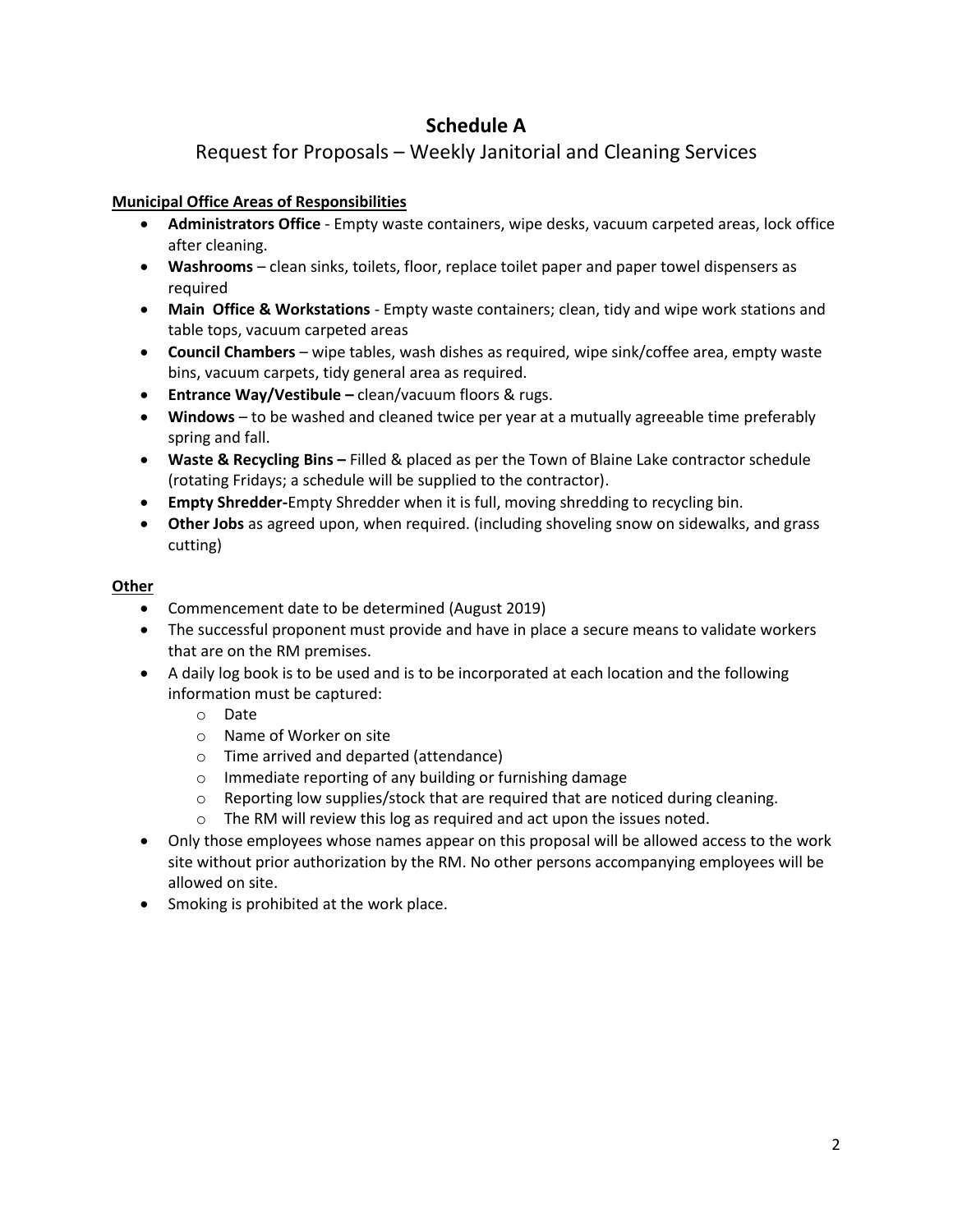# Schedule A

## Request for Proposals – Weekly Janitorial and Cleaning Services

**Municipal Office Areas of Responsibilities**

- **Administrators Office** - Empty waste containers, wipe desks, vacuum carpeted areas, lock office after cleaning.
- **Washrooms** – clean sinks, toilets, floor, replace toilet paper and paper towel dispensers as required
- **Main Office & Workstations** - Empty waste containers; clean, tidy and wipe work stations and table tops, vacuum carpeted areas
- **Council Chambers** – wipe tables, wash dishes as required, wipe sink/coffee area, empty waste bins, vacuum carpets, tidy general area as required.
- **Entrance Way/Vestibule –** clean/vacuum floors & rugs.
- **Windows** – to be washed and cleaned twice per year at a mutually agreeable time preferably spring and fall.
- **Waste & Recycling Bins –** Filled & placed as per the Town of Blaine Lake contractor schedule (rotating Fridays; a schedule will be supplied to the contractor).
- **Empty Shredder-**Empty Shredder when it is full, moving shredding to recycling bin.
- **Other Jobs** as agreed upon, when required. (including shoveling snow on sidewalks, and grass cutting)

**Other**

- Commencement date to be determined (August 2019)
- The successful proponent must provide and have in place a secure means to validate workers that are on the RM premises.
- A daily log book is to be used and is to be incorporated at each location and the following information must be captured:
  - Date
  - Name of Worker on site
  - Time arrived and departed (attendance)
  - Immediate reporting of any building or furnishing damage
  - Reporting low supplies/stock that are required that are noticed during cleaning.
  - The RM will review this log as required and act upon the issues noted.
- Only those employees whose names appear on this proposal will be allowed access to the work site without prior authorization by the RM. No other persons accompanying employees will be allowed on site.
- Smoking is prohibited at the work place.